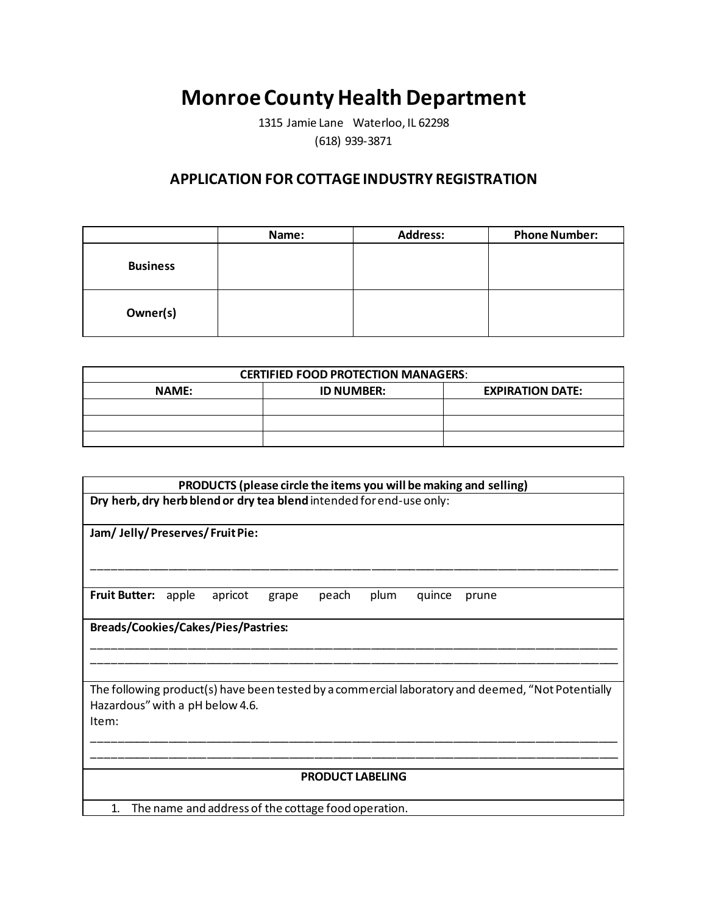# Monroe County Health Department

1315 Jamie Lane Waterloo, IL 62298

(618) 939-3871

## APPLICATION FOR COTTAGE INDUSTRY REGISTRATION

| | Name: | Address: | Phone Number: |
|---|---|---|---|
| **Business** | | | |
| **Owner(s)** | | | |

| **CERTIFIED FOOD PROTECTION MANAGERS**: | | |
|---|---|---|
| **NAME:** | **ID NUMBER:** | **EXPIRATION DATE:** |
| | | |
| | | |
| | | |

**PRODUCTS (please circle the items you will be making and selling)**

**Dry herb, dry herb blend or dry tea blend** intended for end-use only:

**Jam/ Jelly/ Preserves/ Fruit Pie:**

______________________________________________________________________________

**Fruit Butter:** apple apricot grape peach plum quince prune

**Breads/Cookies/Cakes/Pies/Pastries:**

______________________________________________________________________________

______________________________________________________________________________

The following product(s) have been tested by a commercial laboratory and deemed, "Not Potentially Hazardous" with a pH below 4.6.

Item:

______________________________________________________________________________

______________________________________________________________________________

**PRODUCT LABELING**

1. The name and address of the cottage food operation.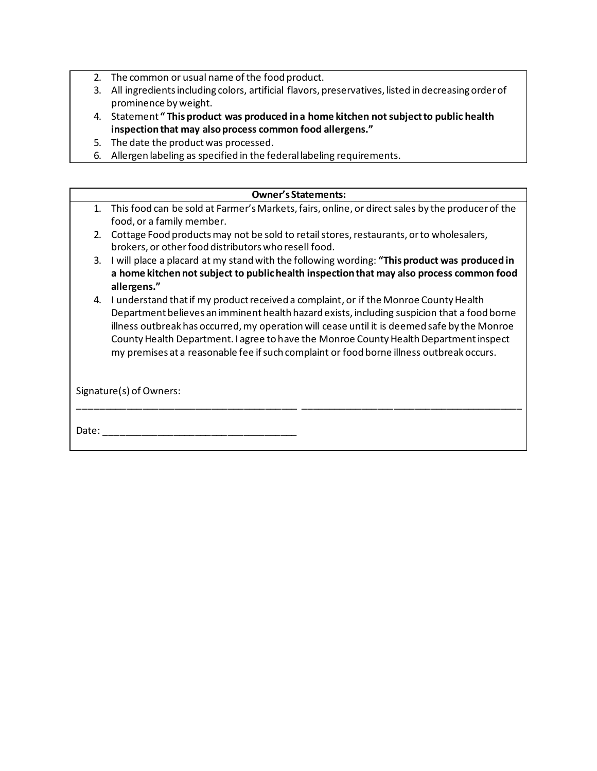2. The common or usual name of the food product.
3. All ingredients including colors, artificial flavors, preservatives, listed in decreasing order of prominence by weight.
4. Statement **" This product was produced in a home kitchen not subject to public health inspection that may also process common food allergens."**
5. The date the product was processed.
6. Allergen labeling as specified in the federal labeling requirements.

**Owner's Statements:**

1. This food can be sold at Farmer's Markets, fairs, online, or direct sales by the producer of the food, or a family member.
2. Cottage Food products may not be sold to retail stores, restaurants, or to wholesalers, brokers, or other food distributors who resell food.
3. I will place a placard at my stand with the following wording: **"This product was produced in a home kitchen not subject to public health inspection that may also process common food allergens."**
4. I understand that if my product received a complaint, or if the Monroe County Health Department believes an imminent health hazard exists, including suspicion that a food borne illness outbreak has occurred, my operation will cease until it is deemed safe by the Monroe County Health Department. I agree to have the Monroe County Health Department inspect my premises at a reasonable fee if such complaint or food borne illness outbreak occurs.

Signature(s) of Owners:

_______________________________________ _______________________________________

Date: ___________________________________